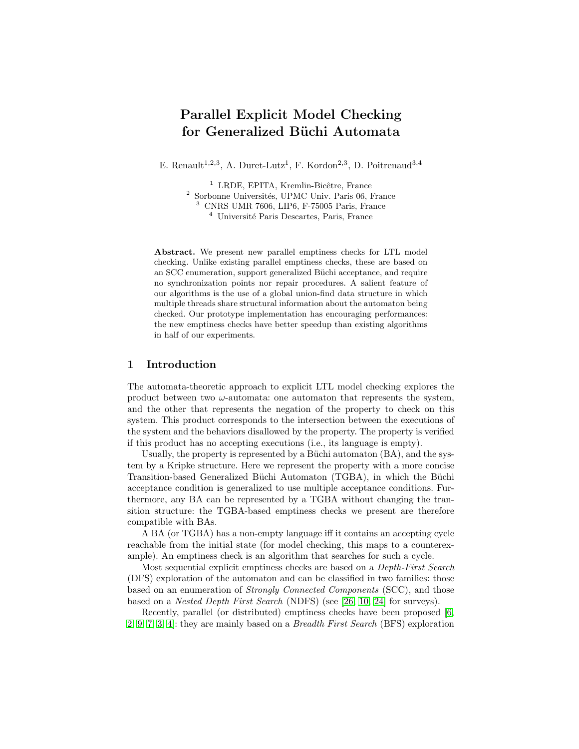# Parallel Explicit Model Checking for Generalized Büchi Automata

E. Renault[1,2,3], A. Duret-Lutz[1], F. Kordon[2,3], D. Poitrenaud[3,4]

[1] LRDE, EPITA, Kremlin-Bicêtre, France
[2] Sorbonne Universités, UPMC Univ. Paris 06, France
[3] CNRS UMR 7606, LIP6, F-75005 Paris, France
[4] Université Paris Descartes, Paris, France

**Abstract.** We present new parallel emptiness checks for LTL model checking. Unlike existing parallel emptiness checks, these are based on an SCC enumeration, support generalized Büchi acceptance, and require no synchronization points nor repair procedures. A salient feature of our algorithms is the use of a global union-find data structure in which multiple threads share structural information about the automaton being checked. Our prototype implementation has encouraging performances: the new emptiness checks have better speedup than existing algorithms in half of our experiments.

## 1 Introduction

The automata-theoretic approach to explicit LTL model checking explores the product between two $\omega$-automata: one automaton that represents the system, and the other that represents the negation of the property to check on this system. This product corresponds to the intersection between the executions of the system and the behaviors disallowed by the property. The property is verified if this product has no accepting executions (i.e., its language is empty).

Usually, the property is represented by a Büchi automaton (BA), and the system by a Kripke structure. Here we represent the property with a more concise Transition-based Generalized Büchi Automaton (TGBA), in which the Büchi acceptance condition is generalized to use multiple acceptance conditions. Furthermore, any BA can be represented by a TGBA without changing the transition structure: the TGBA-based emptiness checks we present are therefore compatible with BAs.

A BA (or TGBA) has a non-empty language iff it contains an accepting cycle reachable from the initial state (for model checking, this maps to a counterexample). An emptiness check is an algorithm that searches for such a cycle.

Most sequential explicit emptiness checks are based on a *Depth-First Search* (DFS) exploration of the automaton and can be classified in two families: those based on an enumeration of *Strongly Connected Components* (SCC), and those based on a *Nested Depth First Search* (NDFS) (see [26, 10, 24] for surveys).

Recently, parallel (or distributed) emptiness checks have been proposed [6, 2, 9, 7, 3, 4]: they are mainly based on a *Breadth First Search* (BFS) exploration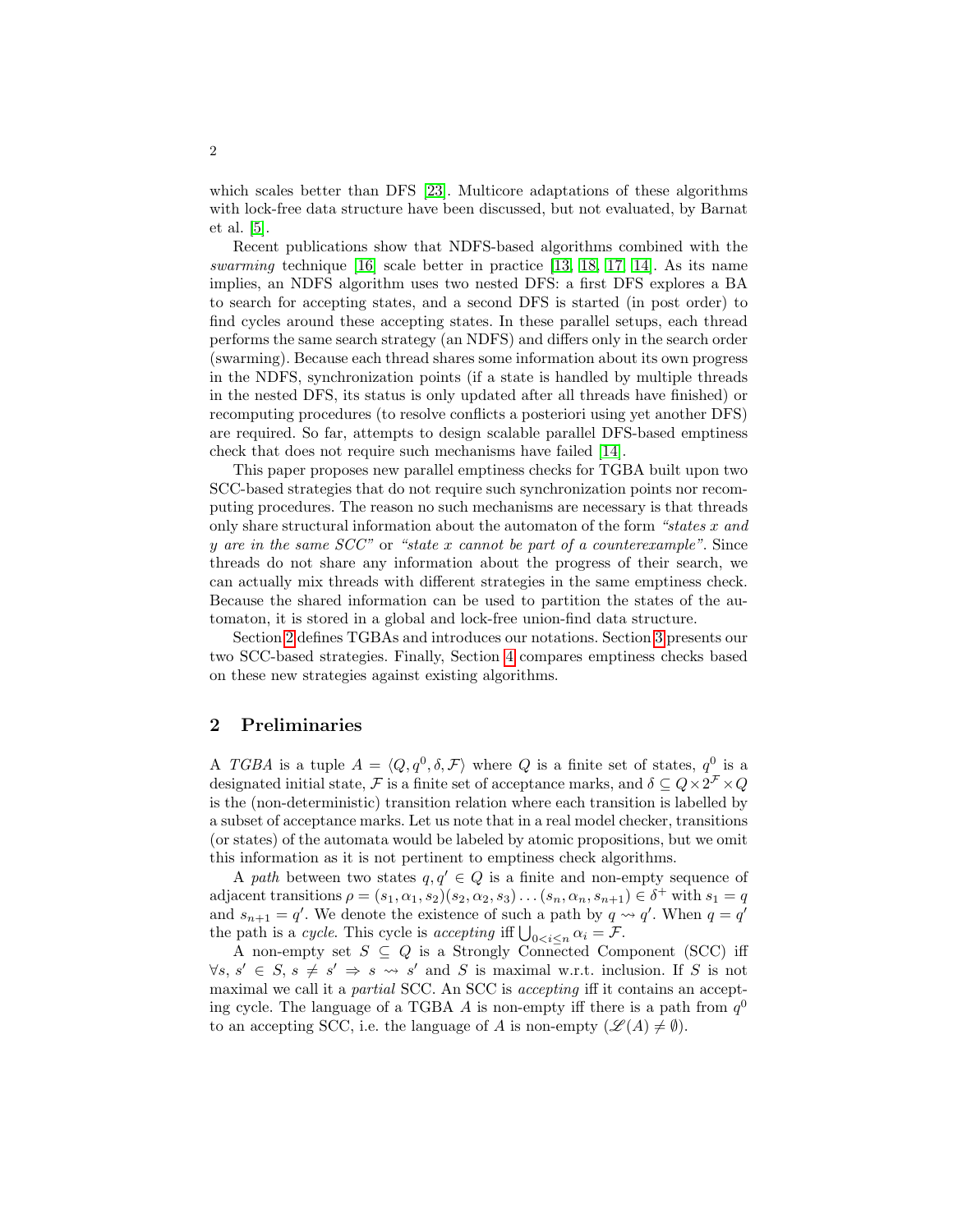which scales better than DFS [23]. Multicore adaptations of these algorithms with lock-free data structure have been discussed, but not evaluated, by Barnat et al. [5].

Recent publications show that NDFS-based algorithms combined with the *swarming* technique [16] scale better in practice [13, 18, 17, 14]. As its name implies, an NDFS algorithm uses two nested DFS: a first DFS explores a BA to search for accepting states, and a second DFS is started (in post order) to find cycles around these accepting states. In these parallel setups, each thread performs the same search strategy (an NDFS) and differs only in the search order (swarming). Because each thread shares some information about its own progress in the NDFS, synchronization points (if a state is handled by multiple threads in the nested DFS, its status is only updated after all threads have finished) or recomputing procedures (to resolve conflicts a posteriori using yet another DFS) are required. So far, attempts to design scalable parallel DFS-based emptiness check that does not require such mechanisms have failed [14].

This paper proposes new parallel emptiness checks for TGBA built upon two SCC-based strategies that do not require such synchronization points nor recomputing procedures. The reason no such mechanisms are necessary is that threads only share structural information about the automaton of the form *"states x and y are in the same SCC"* or *"state x cannot be part of a counterexample"*. Since threads do not share any information about the progress of their search, we can actually mix threads with different strategies in the same emptiness check. Because the shared information can be used to partition the states of the automaton, it is stored in a global and lock-free union-find data structure.

Section 2 defines TGBAs and introduces our notations. Section 3 presents our two SCC-based strategies. Finally, Section 4 compares emptiness checks based on these new strategies against existing algorithms.

## 2 Preliminaries

A *TGBA* is a tuple $A = \langle Q, q^0, \delta, \mathcal{F} \rangle$ where $Q$ is a finite set of states, $q^0$ is a designated initial state, $\mathcal{F}$ is a finite set of acceptance marks, and $\delta \subseteq Q \times 2^{\mathcal{F}} \times Q$ is the (non-deterministic) transition relation where each transition is labelled by a subset of acceptance marks. Let us note that in a real model checker, transitions (or states) of the automata would be labeled by atomic propositions, but we omit this information as it is not pertinent to emptiness check algorithms.

A *path* between two states $q, q' \in Q$ is a finite and non-empty sequence of adjacent transitions $\rho = (s_1, \alpha_1, s_2)(s_2, \alpha_2, s_3) \ldots (s_n, \alpha_n, s_{n+1}) \in \delta^+$ with $s_1 = q$ and $s_{n+1} = q'$. We denote the existence of such a path by $q \rightsquigarrow q'$. When $q = q'$ the path is a *cycle*. This cycle is *accepting* iff $\bigcup_{0<i\leq n} \alpha_i = \mathcal{F}$.

A non-empty set $S \subseteq Q$ is a Strongly Connected Component (SCC) iff $\forall s,\, s' \in S,\, s \neq s' \Rightarrow s \rightsquigarrow s'$ and $S$ is maximal w.r.t. inclusion. If $S$ is not maximal we call it a *partial* SCC. An SCC is *accepting* iff it contains an accepting cycle. The language of a TGBA $A$ is non-empty iff there is a path from $q^0$ to an accepting SCC, i.e. the language of $A$ is non-empty ($\mathscr{L}(A) \neq \emptyset$).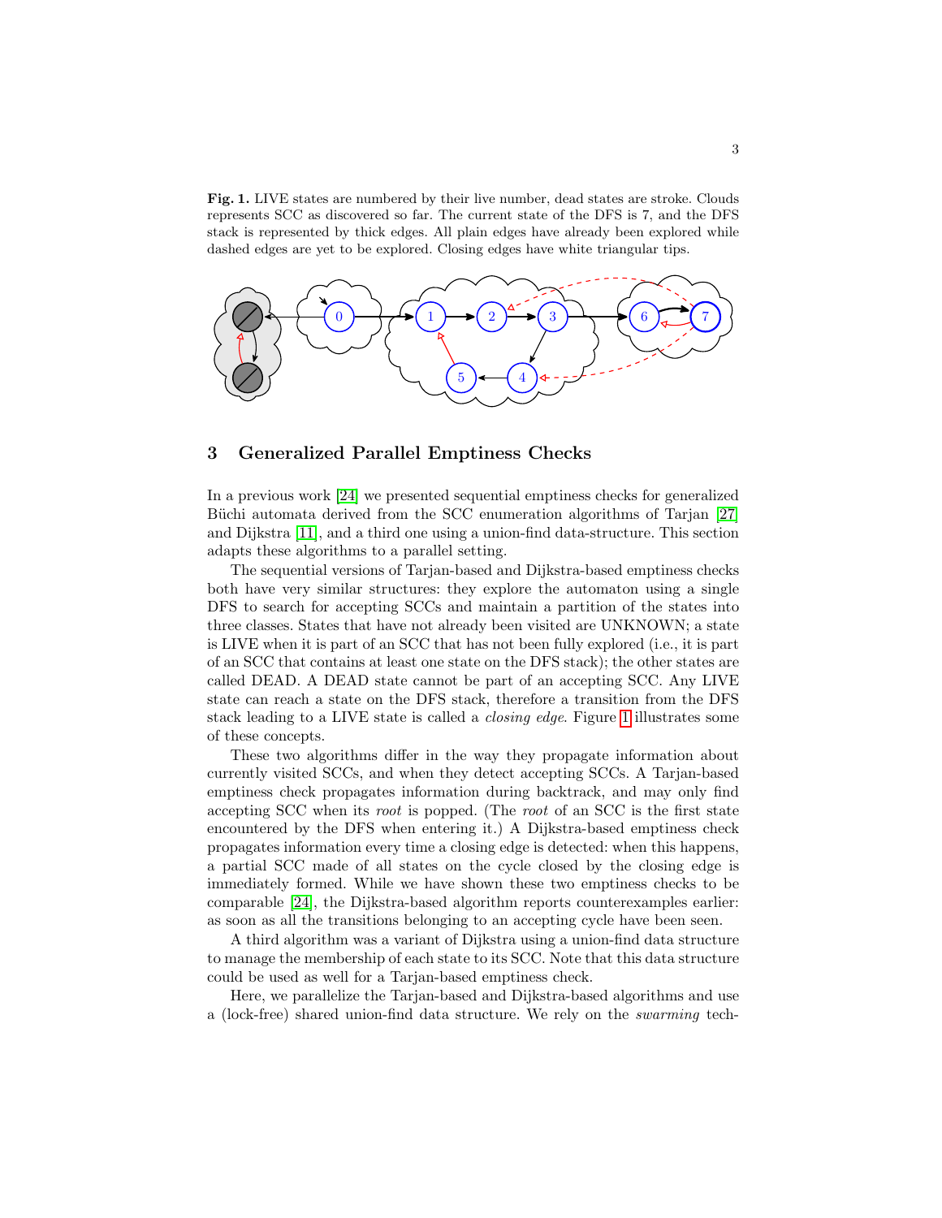**Fig. 1.** LIVE states are numbered by their live number, dead states are stroke. Clouds represents SCC as discovered so far. The current state of the DFS is 7, and the DFS stack is represented by thick edges. All plain edges have already been explored while dashed edges are yet to be explored. Closing edges have white triangular tips.

0
1
2
3
4
5
6
7

## 3 Generalized Parallel Emptiness Checks

In a previous work [24] we presented sequential emptiness checks for generalized Büchi automata derived from the SCC enumeration algorithms of Tarjan [27] and Dijkstra [11], and a third one using a union-find data-structure. This section adapts these algorithms to a parallel setting.

The sequential versions of Tarjan-based and Dijkstra-based emptiness checks both have very similar structures: they explore the automaton using a single DFS to search for accepting SCCs and maintain a partition of the states into three classes. States that have not already been visited are UNKNOWN; a state is LIVE when it is part of an SCC that has not been fully explored (i.e., it is part of an SCC that contains at least one state on the DFS stack); the other states are called DEAD. A DEAD state cannot be part of an accepting SCC. Any LIVE state can reach a state on the DFS stack, therefore a transition from the DFS stack leading to a LIVE state is called a *closing edge*. Figure 1 illustrates some of these concepts.

These two algorithms differ in the way they propagate information about currently visited SCCs, and when they detect accepting SCCs. A Tarjan-based emptiness check propagates information during backtrack, and may only find accepting SCC when its *root* is popped. (The *root* of an SCC is the first state encountered by the DFS when entering it.) A Dijkstra-based emptiness check propagates information every time a closing edge is detected: when this happens, a partial SCC made of all states on the cycle closed by the closing edge is immediately formed. While we have shown these two emptiness checks to be comparable [24], the Dijkstra-based algorithm reports counterexamples earlier: as soon as all the transitions belonging to an accepting cycle have been seen.

A third algorithm was a variant of Dijkstra using a union-find data structure to manage the membership of each state to its SCC. Note that this data structure could be used as well for a Tarjan-based emptiness check.

Here, we parallelize the Tarjan-based and Dijkstra-based algorithms and use a (lock-free) shared union-find data structure. We rely on the *swarming* tech-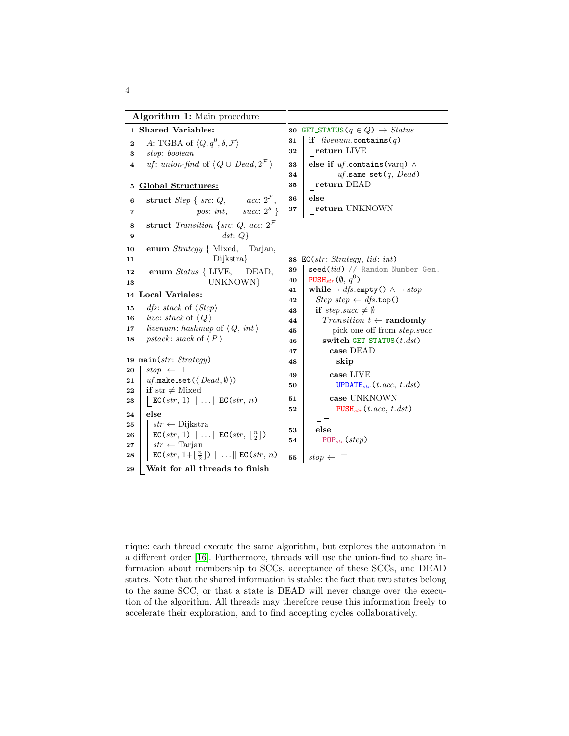**Algorithm 1:** Main procedure

```
1  Shared Variables:
2    A: TGBA of ⟨Q, q^0, δ, F⟩
3    stop: boolean
4    uf: union-find of ⟨ Q ∪ Dead, 2^F ⟩
5  Global Structures:
6    struct Step { src: Q,       acc: 2^F,
7                  pos: int,     succ: 2^δ }
8    struct Transition {src: Q, acc: 2^F
9                       dst: Q}
10   enum Strategy { Mixed,   Tarjan,
11                   Dijkstra}
12   enum Status { LIVE,    DEAD,
13                 UNKNOWN}
14 Local Variales:
15   dfs: stack of ⟨Step⟩
16   live: stack of ⟨ Q ⟩
17   livenum: hashmap of ⟨ Q, int ⟩
18   pstack: stack of ⟨ P ⟩

19 main(str: Strategy)
20   stop ← ⊥
21   uf.make_set(⟨ Dead, ∅ ⟩)
22   if str ≠ Mixed
23     EC(str, 1) ∥ ... ∥ EC(str, n)
24   else
25     str ← Dijkstra
26     EC(str, 1) ∥ ... ∥ EC(str, ⌊n/2⌋)
27     str ← Tarjan
28     EC(str, 1+⌊n/2⌋) ∥ ... ∥ EC(str, n)
29   Wait for all threads to finish

30 GET_STATUS(q ∈ Q) → Status
31   if livenum.contains(q)
32     return LIVE
33   else if uf.contains(varq) ∧
34           uf.same_set(q, Dead)
35     return DEAD
36   else
37     return UNKNOWN

38 EC(str: Strategy, tid: int)
39   seed(tid) // Random Number Gen.
40   PUSH_str(∅, q^0)
41   while ¬ dfs.empty() ∧ ¬ stop
42     Step step ← dfs.top()
43     if step.succ ≠ ∅
44       Transition t ← randomly
45         pick one off from step.succ
46       switch GET_STATUS(t.dst)
47         case DEAD
48           skip
49         case LIVE
50           UPDATE_str(t.acc, t.dst)
51         case UNKNOWN
52           PUSH_str(t.acc, t.dst)
53     else
54       POP_str(step)
55   stop ← ⊤
```

nique: each thread execute the same algorithm, but explores the automaton in a different order [16]. Furthermore, threads will use the union-find to share information about membership to SCCs, acceptance of these SCCs, and DEAD states. Note that the shared information is stable: the fact that two states belong to the same SCC, or that a state is DEAD will never change over the execution of the algorithm. All threads may therefore reuse this information freely to accelerate their exploration, and to find accepting cycles collaboratively.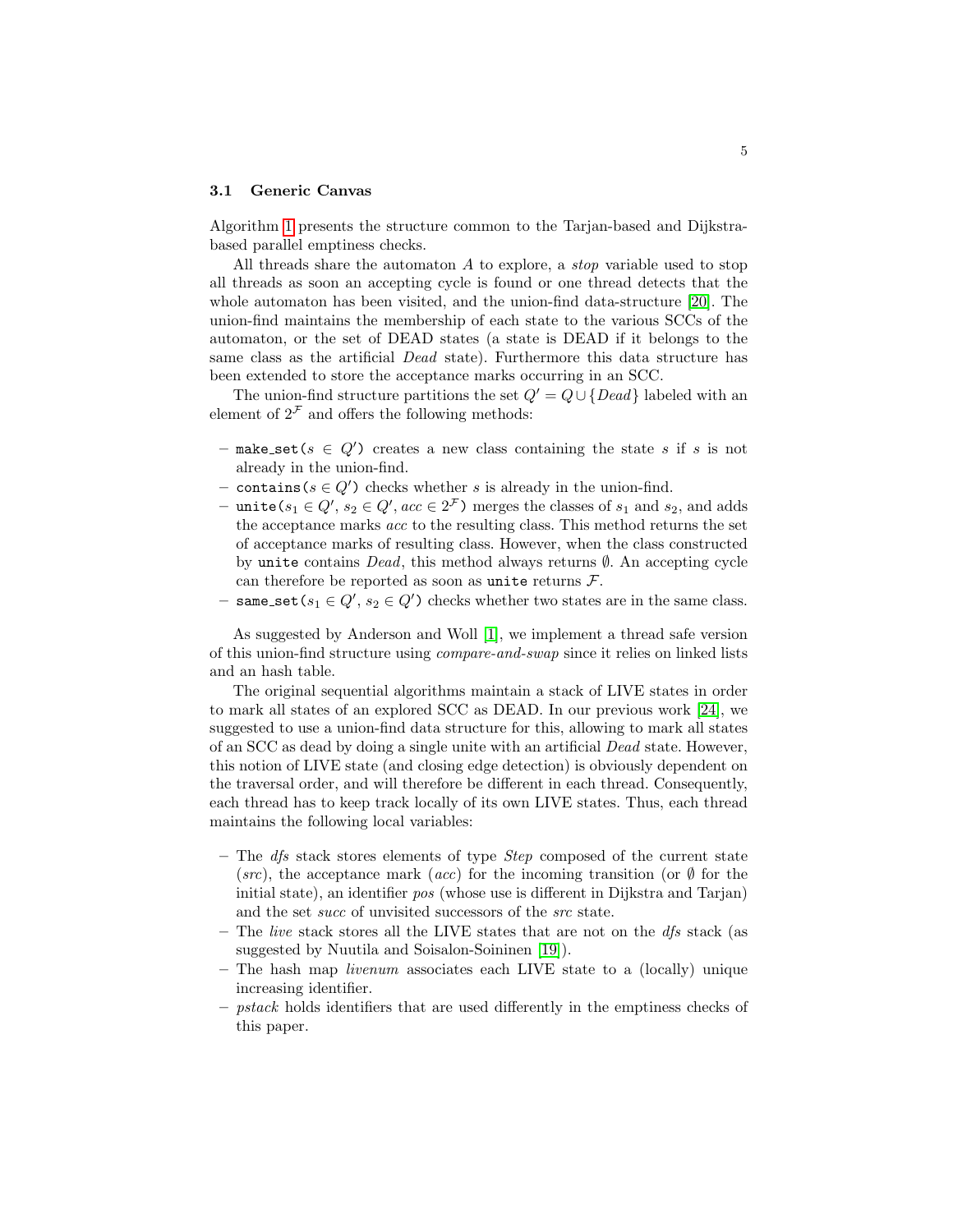### 3.1 Generic Canvas

Algorithm 1 presents the structure common to the Tarjan-based and Dijkstra-based parallel emptiness checks.

All threads share the automaton $A$ to explore, a *stop* variable used to stop all threads as soon an accepting cycle is found or one thread detects that the whole automaton has been visited, and the union-find data-structure [20]. The union-find maintains the membership of each state to the various SCCs of the automaton, or the set of DEAD states (a state is DEAD if it belongs to the same class as the artificial *Dead* state). Furthermore this data structure has been extended to store the acceptance marks occurring in an SCC.

The union-find structure partitions the set $Q' = Q \cup \{Dead\}$ labeled with an element of $2^{\mathcal{F}}$ and offers the following methods:

- `make_set`($s \in Q'$) creates a new class containing the state $s$ if $s$ is not already in the union-find.
- `contains`($s \in Q'$) checks whether $s$ is already in the union-find.
- `unite`($s_1 \in Q'$, $s_2 \in Q'$, $acc \in 2^{\mathcal{F}}$) merges the classes of $s_1$ and $s_2$, and adds the acceptance marks $acc$ to the resulting class. This method returns the set of acceptance marks of resulting class. However, when the class constructed by `unite` contains *Dead*, this method always returns $\emptyset$. An accepting cycle can therefore be reported as soon as `unite` returns $\mathcal{F}$.
- `same_set`($s_1 \in Q'$, $s_2 \in Q'$) checks whether two states are in the same class.

As suggested by Anderson and Woll [1], we implement a thread safe version of this union-find structure using *compare-and-swap* since it relies on linked lists and an hash table.

The original sequential algorithms maintain a stack of LIVE states in order to mark all states of an explored SCC as DEAD. In our previous work [24], we suggested to use a union-find data structure for this, allowing to mark all states of an SCC as dead by doing a single unite with an artificial *Dead* state. However, this notion of LIVE state (and closing edge detection) is obviously dependent on the traversal order, and will therefore be different in each thread. Consequently, each thread has to keep track locally of its own LIVE states. Thus, each thread maintains the following local variables:

- The *dfs* stack stores elements of type *Step* composed of the current state (*src*), the acceptance mark (*acc*) for the incoming transition (or $\emptyset$ for the initial state), an identifier *pos* (whose use is different in Dijkstra and Tarjan) and the set *succ* of unvisited successors of the *src* state.
- The *live* stack stores all the LIVE states that are not on the *dfs* stack (as suggested by Nuutila and Soisalon-Soininen [19]).
- The hash map *livenum* associates each LIVE state to a (locally) unique increasing identifier.
- *pstack* holds identifiers that are used differently in the emptiness checks of this paper.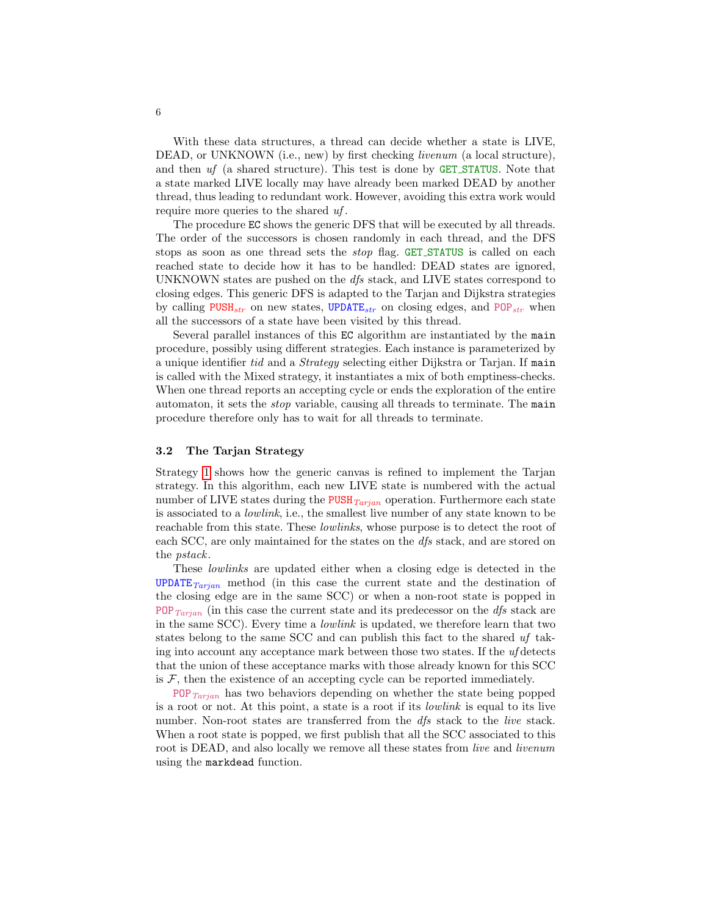With these data structures, a thread can decide whether a state is LIVE, DEAD, or UNKNOWN (i.e., new) by first checking *livenum* (a local structure), and then *uf* (a shared structure). This test is done by `GET_STATUS`. Note that a state marked LIVE locally may have already been marked DEAD by another thread, thus leading to redundant work. However, avoiding this extra work would require more queries to the shared *uf*.

The procedure `EC` shows the generic DFS that will be executed by all threads. The order of the successors is chosen randomly in each thread, and the DFS stops as soon as one thread sets the *stop* flag. `GET_STATUS` is called on each reached state to decide how it has to be handled: DEAD states are ignored, UNKNOWN states are pushed on the *dfs* stack, and LIVE states correspond to closing edges. This generic DFS is adapted to the Tarjan and Dijkstra strategies by calling $\texttt{PUSH}_{str}$ on new states, $\texttt{UPDATE}_{str}$ on closing edges, and $\texttt{POP}_{str}$ when all the successors of a state have been visited by this thread.

Several parallel instances of this `EC` algorithm are instantiated by the `main` procedure, possibly using different strategies. Each instance is parameterized by a unique identifier *tid* and a *Strategy* selecting either Dijkstra or Tarjan. If `main` is called with the Mixed strategy, it instantiates a mix of both emptiness-checks. When one thread reports an accepting cycle or ends the exploration of the entire automaton, it sets the *stop* variable, causing all threads to terminate. The `main` procedure therefore only has to wait for all threads to terminate.

### 3.2 The Tarjan Strategy

Strategy 1 shows how the generic canvas is refined to implement the Tarjan strategy. In this algorithm, each new LIVE state is numbered with the actual number of LIVE states during the $\texttt{PUSH}_{Tarjan}$ operation. Furthermore each state is associated to a *lowlink*, i.e., the smallest live number of any state known to be reachable from this state. These *lowlinks*, whose purpose is to detect the root of each SCC, are only maintained for the states on the *dfs* stack, and are stored on the *pstack*.

These *lowlinks* are updated either when a closing edge is detected in the $\texttt{UPDATE}_{Tarjan}$ method (in this case the current state and the destination of the closing edge are in the same SCC) or when a non-root state is popped in $\texttt{POP}_{Tarjan}$ (in this case the current state and its predecessor on the *dfs* stack are in the same SCC). Every time a *lowlink* is updated, we therefore learn that two states belong to the same SCC and can publish this fact to the shared *uf* taking into account any acceptance mark between those two states. If the *uf* detects that the union of these acceptance marks with those already known for this SCC is $\mathcal{F}$, then the existence of an accepting cycle can be reported immediately.

$\texttt{POP}_{Tarjan}$ has two behaviors depending on whether the state being popped is a root or not. At this point, a state is a root if its *lowlink* is equal to its live number. Non-root states are transferred from the *dfs* stack to the *live* stack. When a root state is popped, we first publish that all the SCC associated to this root is DEAD, and also locally we remove all these states from *live* and *livenum* using the `markdead` function.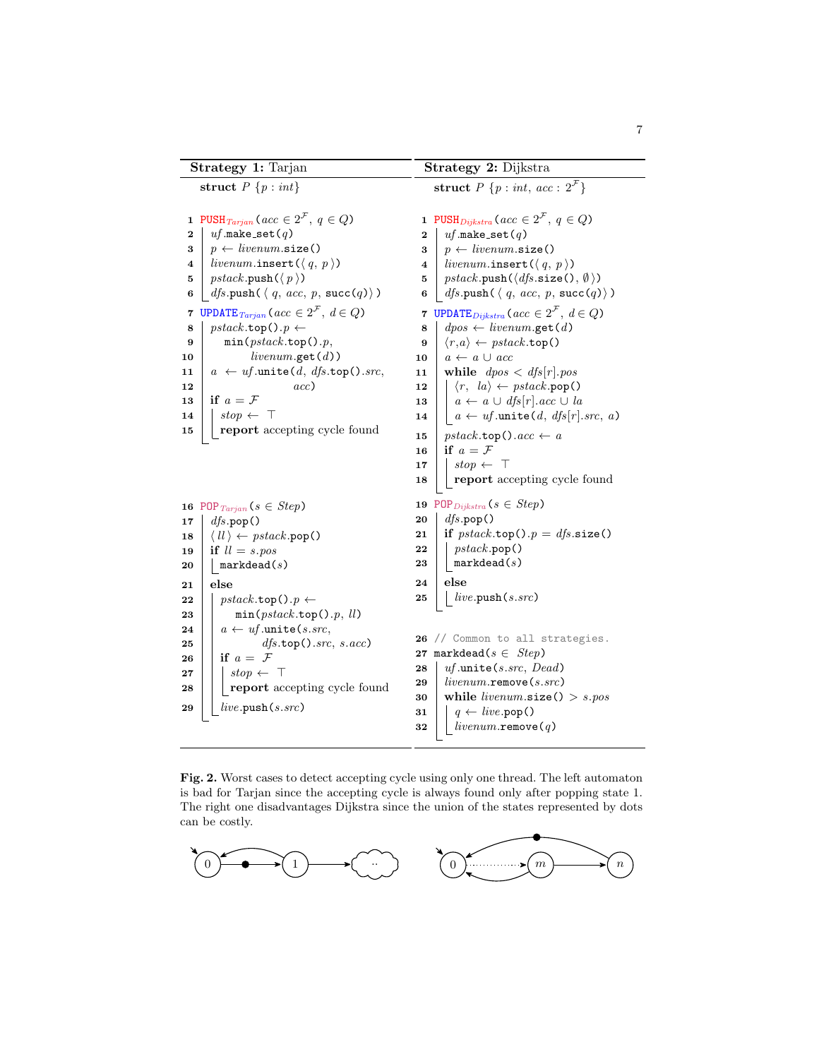**Strategy 1:** Tarjan

```
struct P {p : int}

1  PUSH_Tarjan(acc ∈ 2^F, q ∈ Q)
2  | uf.make_set(q)
3  | p ← livenum.size()
4  | livenum.insert(⟨ q, p ⟩)
5  | pstack.push(⟨ p ⟩)
6  | dfs.push(⟨ q, acc, p, succ(q)⟩ )
7  UPDATE_Tarjan(acc ∈ 2^F, d ∈ Q)
8  | pstack.top().p ←
9  |     min(pstack.top().p,
10 |         livenum.get(d))
11 | a ← uf.unite(d, dfs.top().src,
12 |              acc)
13 | if a = F
14 | | stop ← ⊤
15 | | report accepting cycle found

16 POP_Tarjan(s ∈ Step)
17 | dfs.pop()
18 | ⟨ ll ⟩ ← pstack.pop()
19 | if ll = s.pos
20 | | markdead(s)
21 | else
22 | | pstack.top().p ←
23 | |     min(pstack.top().p, ll)
24 | | a ← uf.unite(s.src,
25 | |         dfs.top().src, s.acc)
26 | | if a = F
27 | | | stop ← ⊤
28 | | | report accepting cycle found
29 | | live.push(s.src)
```

**Strategy 2:** Dijkstra

```
struct P {p : int, acc : 2^F}

1  PUSH_Dijkstra(acc ∈ 2^F, q ∈ Q)
2  | uf.make_set(q)
3  | p ← livenum.size()
4  | livenum.insert(⟨ q, p ⟩)
5  | pstack.push(⟨dfs.size(), ∅⟩)
6  | dfs.push(⟨ q, acc, p, succ(q)⟩ )
7  UPDATE_Dijkstra(acc ∈ 2^F, d ∈ Q)
8  | dpos ← livenum.get(d)
9  | ⟨r,a⟩ ← pstack.top()
10 | a ← a ∪ acc
11 | while dpos < dfs[r].pos
12 | | ⟨r, la⟩ ← pstack.pop()
13 | | a ← a ∪ dfs[r].acc ∪ la
14 | | a ← uf.unite(d, dfs[r].src, a)
15 | pstack.top().acc ← a
16 | if a = F
17 | | stop ← ⊤
18 | | report accepting cycle found

19 POP_Dijkstra(s ∈ Step)
20 | dfs.pop()
21 | if pstack.top().p = dfs.size()
22 | | pstack.pop()
23 | | markdead(s)
24 | else
25 | | live.push(s.src)

26 // Common to all strategies.
27 markdead(s ∈ Step)
28 | uf.unite(s.src, Dead)
29 | livenum.remove(s.src)
30 | while livenum.size() > s.pos
31 | | q ← live.pop()
32 | | livenum.remove(q)
```

**Fig. 2.** Worst cases to detect accepting cycle using only one thread. The left automaton is bad for Tarjan since the accepting cycle is always found only after popping state 1. The right one disadvantages Dijkstra since the union of the states represented by dots can be costly.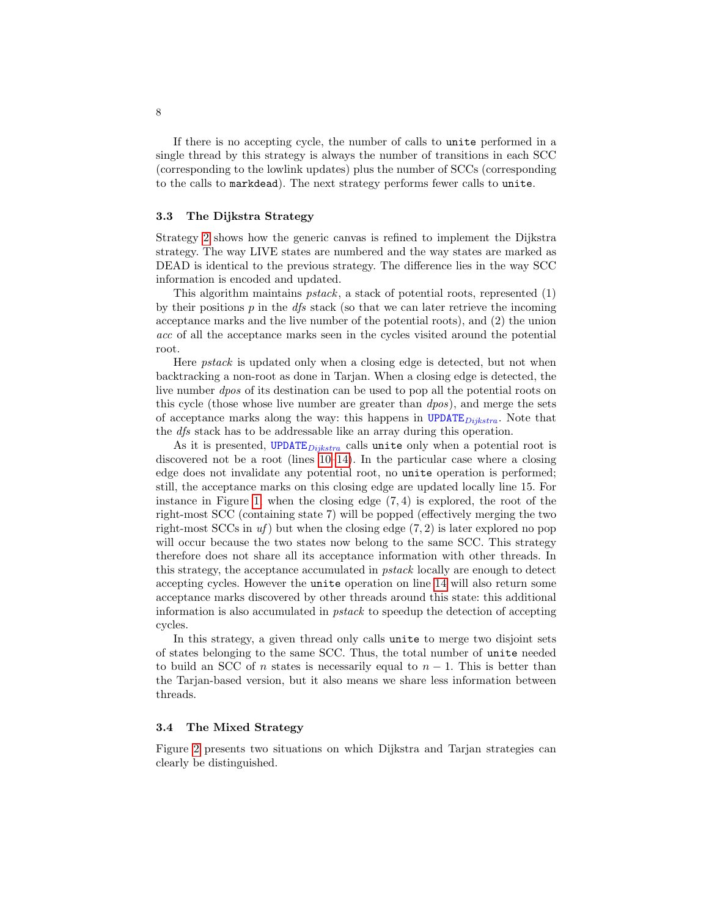If there is no accepting cycle, the number of calls to `unite` performed in a single thread by this strategy is always the number of transitions in each SCC (corresponding to the lowlink updates) plus the number of SCCs (corresponding to the calls to `markdead`). The next strategy performs fewer calls to `unite`.

### 3.3 The Dijkstra Strategy

Strategy 2 shows how the generic canvas is refined to implement the Dijkstra strategy. The way LIVE states are numbered and the way states are marked as DEAD is identical to the previous strategy. The difference lies in the way SCC information is encoded and updated.

This algorithm maintains *pstack*, a stack of potential roots, represented (1) by their positions $p$ in the *dfs* stack (so that we can later retrieve the incoming acceptance marks and the live number of the potential roots), and (2) the union *acc* of all the acceptance marks seen in the cycles visited around the potential root.

Here *pstack* is updated only when a closing edge is detected, but not when backtracking a non-root as done in Tarjan. When a closing edge is detected, the live number *dpos* of its destination can be used to pop all the potential roots on this cycle (those whose live number are greater than *dpos*), and merge the sets of acceptance marks along the way: this happens in $\texttt{UPDATE}_{Dijkstra}$. Note that the *dfs* stack has to be addressable like an array during this operation.

As it is presented, $\texttt{UPDATE}_{Dijkstra}$ calls `unite` only when a potential root is discovered not be a root (lines 10–14). In the particular case where a closing edge does not invalidate any potential root, no `unite` operation is performed; still, the acceptance marks on this closing edge are updated locally line 15. For instance in Figure 1, when the closing edge $(7, 4)$ is explored, the root of the right-most SCC (containing state 7) will be popped (effectively merging the two right-most SCCs in *uf*) but when the closing edge $(7, 2)$ is later explored no pop will occur because the two states now belong to the same SCC. This strategy therefore does not share all its acceptance information with other threads. In this strategy, the acceptance accumulated in *pstack* locally are enough to detect accepting cycles. However the `unite` operation on line 14 will also return some acceptance marks discovered by other threads around this state: this additional information is also accumulated in *pstack* to speedup the detection of accepting cycles.

In this strategy, a given thread only calls `unite` to merge two disjoint sets of states belonging to the same SCC. Thus, the total number of `unite` needed to build an SCC of $n$ states is necessarily equal to $n - 1$. This is better than the Tarjan-based version, but it also means we share less information between threads.

### 3.4 The Mixed Strategy

Figure 2 presents two situations on which Dijkstra and Tarjan strategies can clearly be distinguished.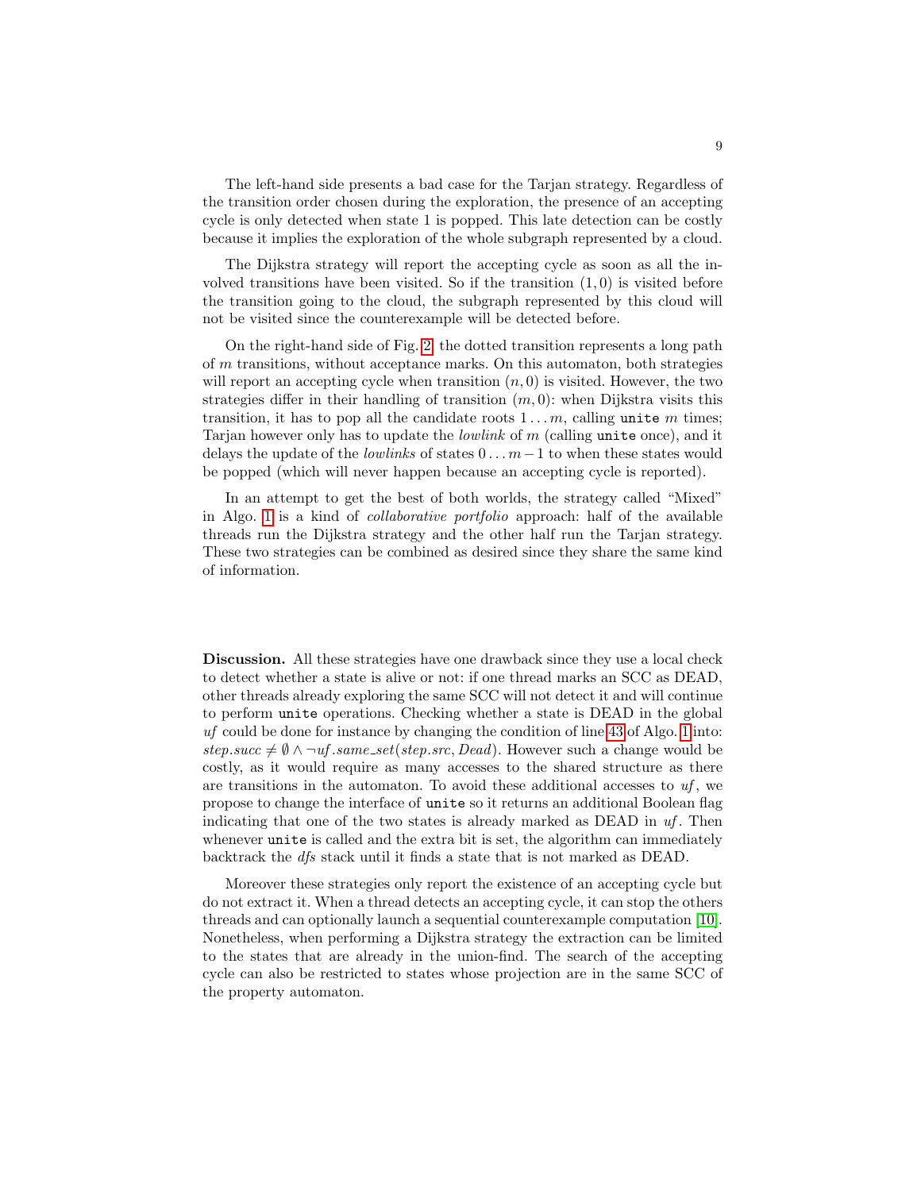The left-hand side presents a bad case for the Tarjan strategy. Regardless of the transition order chosen during the exploration, the presence of an accepting cycle is only detected when state 1 is popped. This late detection can be costly because it implies the exploration of the whole subgraph represented by a cloud.

The Dijkstra strategy will report the accepting cycle as soon as all the involved transitions have been visited. So if the transition $(1, 0)$ is visited before the transition going to the cloud, the subgraph represented by this cloud will not be visited since the counterexample will be detected before.

On the right-hand side of Fig. 2, the dotted transition represents a long path of $m$ transitions, without acceptance marks. On this automaton, both strategies will report an accepting cycle when transition $(n, 0)$ is visited. However, the two strategies differ in their handling of transition $(m, 0)$: when Dijkstra visits this transition, it has to pop all the candidate roots $1 \ldots m$, calling `unite` $m$ times; Tarjan however only has to update the *lowlink* of $m$ (calling `unite` once), and it delays the update of the *lowlinks* of states $0 \ldots m-1$ to when these states would be popped (which will never happen because an accepting cycle is reported).

In an attempt to get the best of both worlds, the strategy called "Mixed" in Algo. 1 is a kind of *collaborative portfolio* approach: half of the available threads run the Dijkstra strategy and the other half run the Tarjan strategy. These two strategies can be combined as desired since they share the same kind of information.

**Discussion.** All these strategies have one drawback since they use a local check to detect whether a state is alive or not: if one thread marks an SCC as DEAD, other threads already exploring the same SCC will not detect it and will continue to perform `unite` operations. Checking whether a state is DEAD in the global *uf* could be done for instance by changing the condition of line 43 of Algo. 1 into: $step.succ \neq \emptyset \wedge \neg uf.same\_set(step.src, Dead)$. However such a change would be costly, as it would require as many accesses to the shared structure as there are transitions in the automaton. To avoid these additional accesses to *uf*, we propose to change the interface of `unite` so it returns an additional Boolean flag indicating that one of the two states is already marked as DEAD in *uf*. Then whenever `unite` is called and the extra bit is set, the algorithm can immediately backtrack the *dfs* stack until it finds a state that is not marked as DEAD.

Moreover these strategies only report the existence of an accepting cycle but do not extract it. When a thread detects an accepting cycle, it can stop the others threads and can optionally launch a sequential counterexample computation [10]. Nonetheless, when performing a Dijkstra strategy the extraction can be limited to the states that are already in the union-find. The search of the accepting cycle can also be restricted to states whose projection are in the same SCC of the property automaton.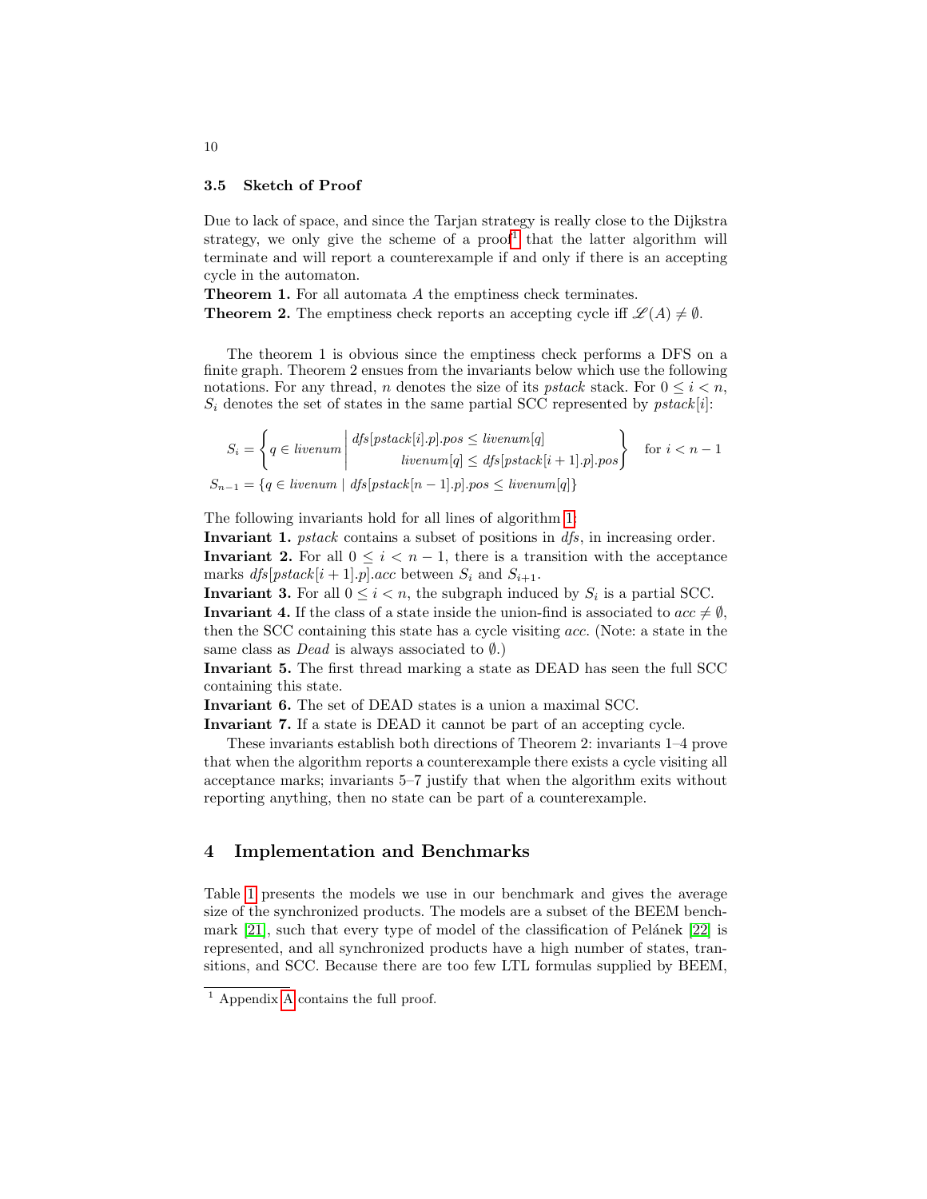### 3.5 Sketch of Proof

Due to lack of space, and since the Tarjan strategy is really close to the Dijkstra strategy, we only give the scheme of a proof[1] that the latter algorithm will terminate and will report a counterexample if and only if there is an accepting cycle in the automaton.

**Theorem 1.** For all automata $A$ the emptiness check terminates.

**Theorem 2.** The emptiness check reports an accepting cycle iff $\mathscr{L}(A) \neq \emptyset$.

The theorem 1 is obvious since the emptiness check performs a DFS on a finite graph. Theorem 2 ensues from the invariants below which use the following notations. For any thread, $n$ denotes the size of its *pstack* stack. For $0 \leq i < n$, $S_i$ denotes the set of states in the same partial SCC represented by *pstack*$[i]$:

$$S_i = \left\{ q \in \mathit{livenum} \;\middle|\; \begin{array}{r} \mathit{dfs}[\mathit{pstack}[i].p].\mathit{pos} \leq \mathit{livenum}[q] \\ \mathit{livenum}[q] \leq \mathit{dfs}[\mathit{pstack}[i+1].p].\mathit{pos} \end{array} \right\} \quad \text{for } i < n-1$$

$$S_{n-1} = \{ q \in \mathit{livenum} \mid \mathit{dfs}[\mathit{pstack}[n-1].p].\mathit{pos} \leq \mathit{livenum}[q] \}$$

The following invariants hold for all lines of algorithm 1:

**Invariant 1.** *pstack* contains a subset of positions in *dfs*, in increasing order.

**Invariant 2.** For all $0 \leq i < n-1$, there is a transition with the acceptance marks $\mathit{dfs}[\mathit{pstack}[i+1].p].\mathit{acc}$ between $S_i$ and $S_{i+1}$.

**Invariant 3.** For all $0 \leq i < n$, the subgraph induced by $S_i$ is a partial SCC.

**Invariant 4.** If the class of a state inside the union-find is associated to $\mathit{acc} \neq \emptyset$, then the SCC containing this state has a cycle visiting *acc*. (Note: a state in the same class as *Dead* is always associated to $\emptyset$.)

**Invariant 5.** The first thread marking a state as DEAD has seen the full SCC containing this state.

**Invariant 6.** The set of DEAD states is a union a maximal SCC.

**Invariant 7.** If a state is DEAD it cannot be part of an accepting cycle.

These invariants establish both directions of Theorem 2: invariants 1–4 prove that when the algorithm reports a counterexample there exists a cycle visiting all acceptance marks; invariants 5–7 justify that when the algorithm exits without reporting anything, then no state can be part of a counterexample.

## 4 Implementation and Benchmarks

Table 1 presents the models we use in our benchmark and gives the average size of the synchronized products. The models are a subset of the BEEM benchmark [21], such that every type of model of the classification of Pelánek [22] is represented, and all synchronized products have a high number of states, transitions, and SCC. Because there are too few LTL formulas supplied by BEEM,

[1] Appendix A contains the full proof.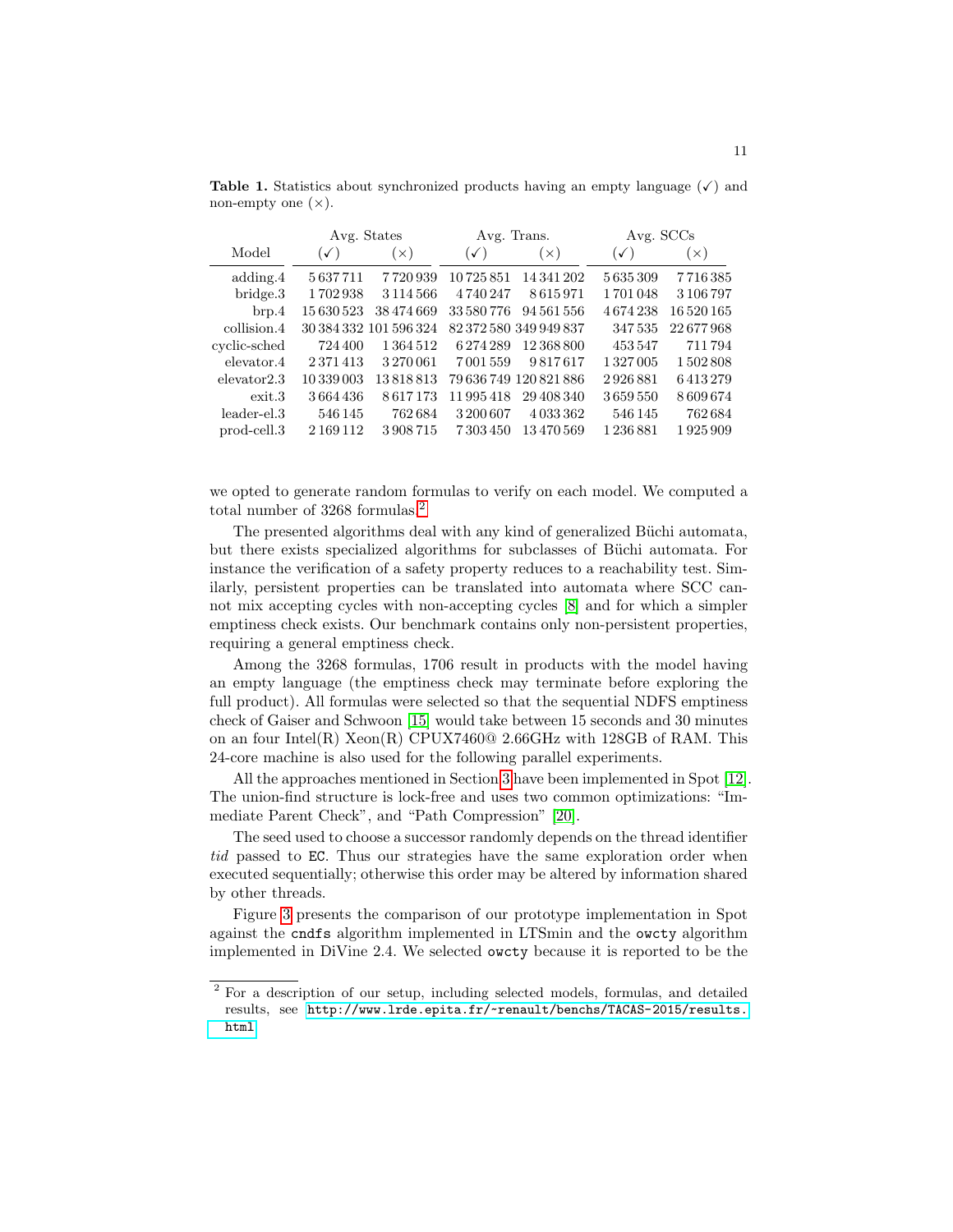**Table 1.** Statistics about synchronized products having an empty language (✓) and non-empty one (×).

| Model | Avg. States | | Avg. Trans. | | Avg. SCCs | |
|---|---|---|---|---|---|---|
| | (✓) | (×) | (✓) | (×) | (✓) | (×) |
| adding.4 | 5 637 711 | 7 720 939 | 10 725 851 | 14 341 202 | 5 635 309 | 7 716 385 |
| bridge.3 | 1 702 938 | 3 114 566 | 4 740 247 | 8 615 971 | 1 701 048 | 3 106 797 |
| brp.4 | 15 630 523 | 38 474 669 | 33 580 776 | 94 561 556 | 4 674 238 | 16 520 165 |
| collision.4 | 30 384 332 | 101 596 324 | 82 372 580 | 349 949 837 | 347 535 | 22 677 968 |
| cyclic-sched | 724 400 | 1 364 512 | 6 274 289 | 12 368 800 | 453 547 | 711 794 |
| elevator.4 | 2 371 413 | 3 270 061 | 7 001 559 | 9 817 617 | 1 327 005 | 1 502 808 |
| elevator2.3 | 10 339 003 | 13 818 813 | 79 636 749 | 120 821 886 | 2 926 881 | 6 413 279 |
| exit.3 | 3 664 436 | 8 617 173 | 11 995 418 | 29 408 340 | 3 659 550 | 8 609 674 |
| leader-el.3 | 546 145 | 762 684 | 3 200 607 | 4 033 362 | 546 145 | 762 684 |
| prod-cell.3 | 2 169 112 | 3 908 715 | 7 303 450 | 13 470 569 | 1 236 881 | 1 925 909 |

we opted to generate random formulas to verify on each model. We computed a total number of 3268 formulas.[2]

The presented algorithms deal with any kind of generalized Büchi automata, but there exists specialized algorithms for subclasses of Büchi automata. For instance the verification of a safety property reduces to a reachability test. Similarly, persistent properties can be translated into automata where SCC cannot mix accepting cycles with non-accepting cycles [8] and for which a simpler emptiness check exists. Our benchmark contains only non-persistent properties, requiring a general emptiness check.

Among the 3268 formulas, 1706 result in products with the model having an empty language (the emptiness check may terminate before exploring the full product). All formulas were selected so that the sequential NDFS emptiness check of Gaiser and Schwoon [15] would take between 15 seconds and 30 minutes on an four Intel(R) Xeon(R) CPUX7460@ 2.66GHz with 128GB of RAM. This 24-core machine is also used for the following parallel experiments.

All the approaches mentioned in Section 3 have been implemented in Spot [12]. The union-find structure is lock-free and uses two common optimizations: "Immediate Parent Check", and "Path Compression" [20].

The seed used to choose a successor randomly depends on the thread identifier *tid* passed to `EC`. Thus our strategies have the same exploration order when executed sequentially; otherwise this order may be altered by information shared by other threads.

Figure 3 presents the comparison of our prototype implementation in Spot against the `cndfs` algorithm implemented in LTSmin and the `owcty` algorithm implemented in DiVine 2.4. We selected `owcty` because it is reported to be the

[2] For a description of our setup, including selected models, formulas, and detailed results, see http://www.lrde.epita.fr/~renault/benchs/TACAS-2015/results.html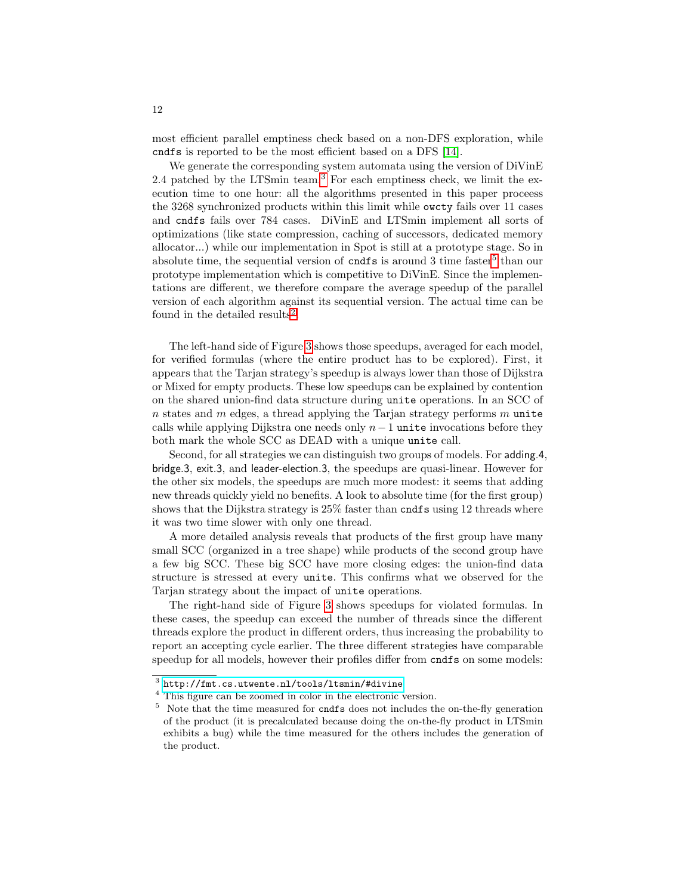most efficient parallel emptiness check based on a non-DFS exploration, while `cndfs` is reported to be the most efficient based on a DFS [14].

We generate the corresponding system automata using the version of DiVinE 2.4 patched by the LTSmin team.[3] For each emptiness check, we limit the execution time to one hour: all the algorithms presented in this paper proceess the 3268 synchronized products within this limit while `owcty` fails over 11 cases and `cndfs` fails over 784 cases. DiVinE and LTSmin implement all sorts of optimizations (like state compression, caching of successors, dedicated memory allocator...) while our implementation in Spot is still at a prototype stage. So in absolute time, the sequential version of `cndfs` is around 3 time faster[5] than our prototype implementation which is competitive to DiVinE. Since the implementations are different, we therefore compare the average speedup of the parallel version of each algorithm against its sequential version. The actual time can be found in the detailed results[2].

The left-hand side of Figure 3 shows those speedups, averaged for each model, for verified formulas (where the entire product has to be explored). First, it appears that the Tarjan strategy's speedup is always lower than those of Dijkstra or Mixed for empty products. These low speedups can be explained by contention on the shared union-find data structure during `unite` operations. In an SCC of $n$ states and $m$ edges, a thread applying the Tarjan strategy performs $m$ `unite` calls while applying Dijkstra one needs only $n-1$ `unite` invocations before they both mark the whole SCC as DEAD with a unique `unite` call.

Second, for all strategies we can distinguish two groups of models. For adding.4, bridge.3, exit.3, and leader-election.3, the speedups are quasi-linear. However for the other six models, the speedups are much more modest: it seems that adding new threads quickly yield no benefits. A look to absolute time (for the first group) shows that the Dijkstra strategy is 25% faster than `cndfs` using 12 threads where it was two time slower with only one thread.

A more detailed analysis reveals that products of the first group have many small SCC (organized in a tree shape) while products of the second group have a few big SCC. These big SCC have more closing edges: the union-find data structure is stressed at every `unite`. This confirms what we observed for the Tarjan strategy about the impact of `unite` operations.

The right-hand side of Figure 3 shows speedups for violated formulas. In these cases, the speedup can exceed the number of threads since the different threads explore the product in different orders, thus increasing the probability to report an accepting cycle earlier. The three different strategies have comparable speedup for all models, however their profiles differ from `cndfs` on some models:

---

[3] http://fmt.cs.utwente.nl/tools/ltsmin/#divine

[4] This figure can be zoomed in color in the electronic version.

[5] Note that the time measured for `cndfs` does not includes the on-the-fly generation of the product (it is precalculated because doing the on-the-fly product in LTSmin exhibits a bug) while the time measured for the others includes the generation of the product.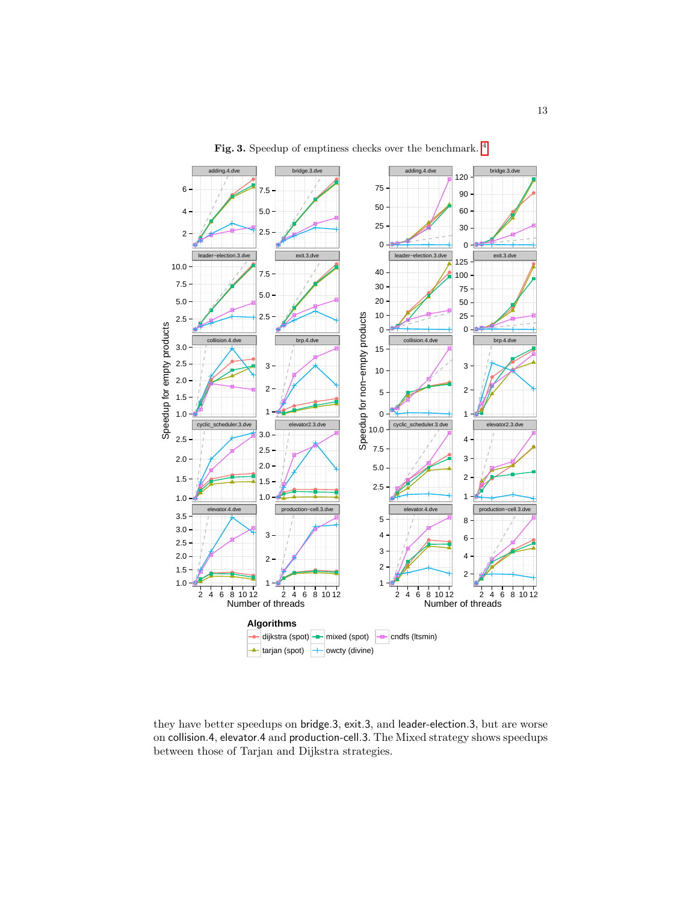**Fig. 3.** Speedup of emptiness checks over the benchmark. [4]

they have better speedups on bridge.3, exit.3, and leader-election.3, but are worse on collision.4, elevator.4 and production-cell.3. The Mixed strategy shows speedups between those of Tarjan and Dijkstra strategies.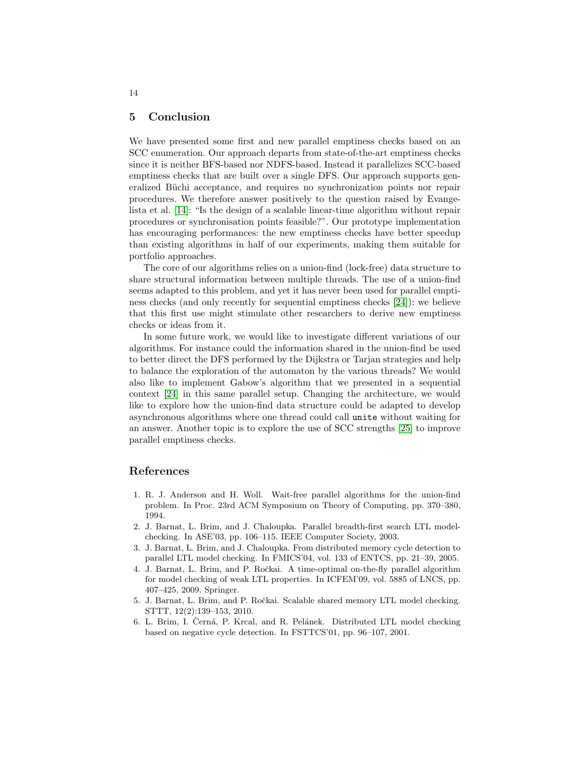## 5 Conclusion

We have presented some first and new parallel emptiness checks based on an SCC enumeration. Our approach departs from state-of-the-art emptiness checks since it is neither BFS-based nor NDFS-based. Instead it parallelizes SCC-based emptiness checks that are built over a single DFS. Our approach supports generalized Büchi acceptance, and requires no synchronization points nor repair procedures. We therefore answer positively to the question raised by Evangelista et al. [14]: "Is the design of a scalable linear-time algorithm without repair procedures or synchronisation points feasible?". Our prototype implementation has encouraging performances: the new emptiness checks have better speedup than existing algorithms in half of our experiments, making them suitable for portfolio approaches.

The core of our algorithms relies on a union-find (lock-free) data structure to share structural information between multiple threads. The use of a union-find seems adapted to this problem, and yet it has never been used for parallel emptiness checks (and only recently for sequential emptiness checks [24]): we believe that this first use might stimulate other researchers to derive new emptiness checks or ideas from it.

In some future work, we would like to investigate different variations of our algorithms. For instance could the information shared in the union-find be used to better direct the DFS performed by the Dijkstra or Tarjan strategies and help to balance the exploration of the automaton by the various threads? We would also like to implement Gabow's algorithm that we presented in a sequential context [24] in this same parallel setup. Changing the architecture, we would like to explore how the union-find data structure could be adapted to develop asynchronous algorithms where one thread could call `unite` without waiting for an answer. Another topic is to explore the use of SCC strengths [25] to improve parallel emptiness checks.

## References

1. R. J. Anderson and H. Woll. Wait-free parallel algorithms for the union-find problem. In Proc. 23rd ACM Symposium on Theory of Computing, pp. 370–380, 1994.
2. J. Barnat, L. Brim, and J. Chaloupka. Parallel breadth-first search LTL model-checking. In ASE'03, pp. 106–115. IEEE Computer Society, 2003.
3. J. Barnat, L. Brim, and J. Chaloupka. From distributed memory cycle detection to parallel LTL model checking. In FMICS'04, vol. 133 of ENTCS, pp. 21–39, 2005.
4. J. Barnat, L. Brim, and P. Ročkai. A time-optimal on-the-fly parallel algorithm for model checking of weak LTL properties. In ICFEM'09, vol. 5885 of LNCS, pp. 407–425, 2009. Springer.
5. J. Barnat, L. Brim, and P. Ročkai. Scalable shared memory LTL model checking. STTT, 12(2):139–153, 2010.
6. L. Brim, I. Černá, P. Krcal, and R. Pelánek. Distributed LTL model checking based on negative cycle detection. In FSTTCS'01, pp. 96–107, 2001.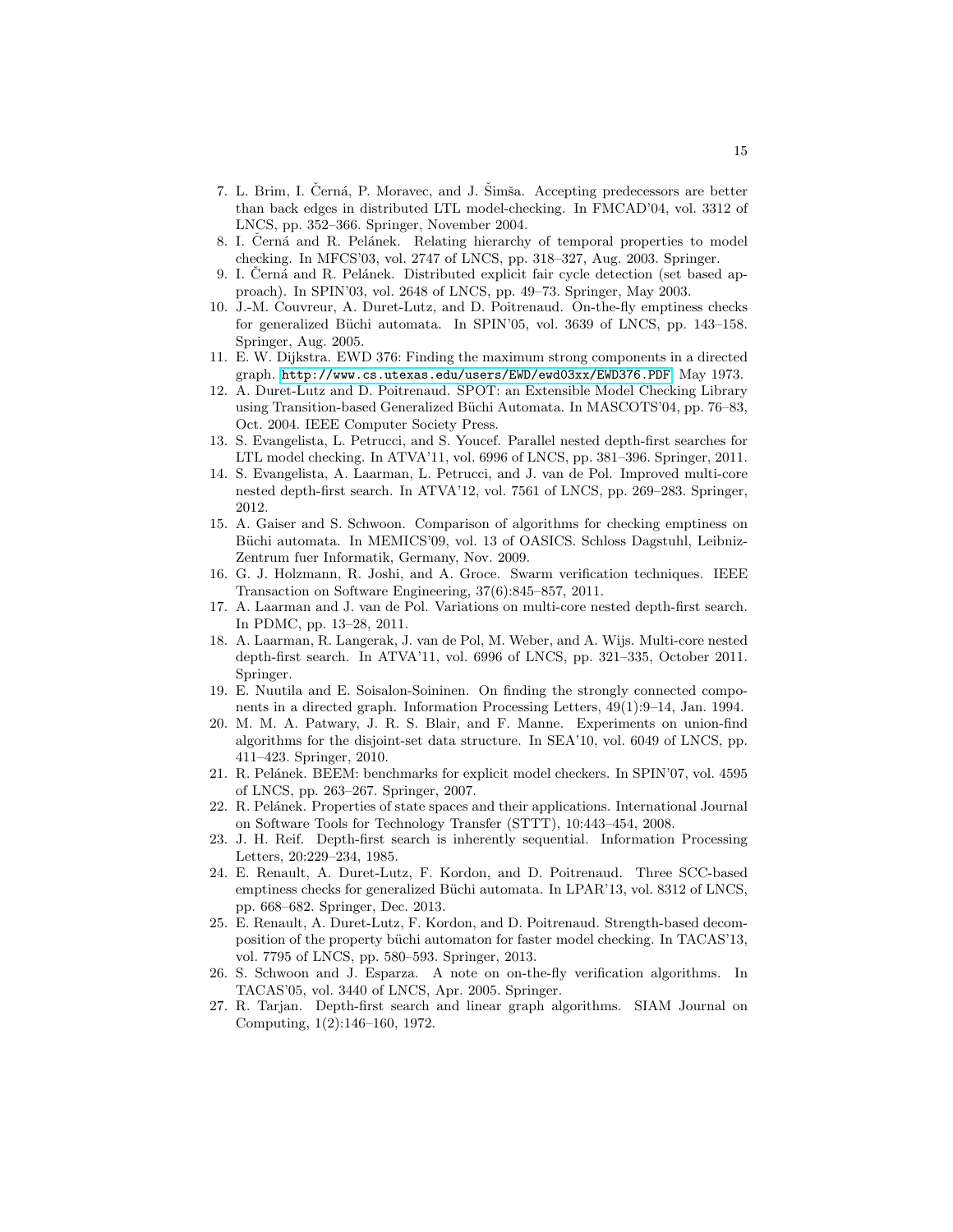7. L. Brim, I. Černá, P. Moravec, and J. Šimša. Accepting predecessors are better than back edges in distributed LTL model-checking. In FMCAD'04, vol. 3312 of LNCS, pp. 352–366. Springer, November 2004.
8. I. Černá and R. Pelánek. Relating hierarchy of temporal properties to model checking. In MFCS'03, vol. 2747 of LNCS, pp. 318–327, Aug. 2003. Springer.
9. I. Černá and R. Pelánek. Distributed explicit fair cycle detection (set based approach). In SPIN'03, vol. 2648 of LNCS, pp. 49–73. Springer, May 2003.
10. J.-M. Couvreur, A. Duret-Lutz, and D. Poitrenaud. On-the-fly emptiness checks for generalized Büchi automata. In SPIN'05, vol. 3639 of LNCS, pp. 143–158. Springer, Aug. 2005.
11. E. W. Dijkstra. EWD 376: Finding the maximum strong components in a directed graph. http://www.cs.utexas.edu/users/EWD/ewd03xx/EWD376.PDF, May 1973.
12. A. Duret-Lutz and D. Poitrenaud. SPOT: an Extensible Model Checking Library using Transition-based Generalized Büchi Automata. In MASCOTS'04, pp. 76–83, Oct. 2004. IEEE Computer Society Press.
13. S. Evangelista, L. Petrucci, and S. Youcef. Parallel nested depth-first searches for LTL model checking. In ATVA'11, vol. 6996 of LNCS, pp. 381–396. Springer, 2011.
14. S. Evangelista, A. Laarman, L. Petrucci, and J. van de Pol. Improved multi-core nested depth-first search. In ATVA'12, vol. 7561 of LNCS, pp. 269–283. Springer, 2012.
15. A. Gaiser and S. Schwoon. Comparison of algorithms for checking emptiness on Büchi automata. In MEMICS'09, vol. 13 of OASICS. Schloss Dagstuhl, Leibniz-Zentrum fuer Informatik, Germany, Nov. 2009.
16. G. J. Holzmann, R. Joshi, and A. Groce. Swarm verification techniques. IEEE Transaction on Software Engineering, 37(6):845–857, 2011.
17. A. Laarman and J. van de Pol. Variations on multi-core nested depth-first search. In PDMC, pp. 13–28, 2011.
18. A. Laarman, R. Langerak, J. van de Pol, M. Weber, and A. Wijs. Multi-core nested depth-first search. In ATVA'11, vol. 6996 of LNCS, pp. 321–335, October 2011. Springer.
19. E. Nuutila and E. Soisalon-Soininen. On finding the strongly connected components in a directed graph. Information Processing Letters, 49(1):9–14, Jan. 1994.
20. M. M. A. Patwary, J. R. S. Blair, and F. Manne. Experiments on union-find algorithms for the disjoint-set data structure. In SEA'10, vol. 6049 of LNCS, pp. 411–423. Springer, 2010.
21. R. Pelánek. BEEM: benchmarks for explicit model checkers. In SPIN'07, vol. 4595 of LNCS, pp. 263–267. Springer, 2007.
22. R. Pelánek. Properties of state spaces and their applications. International Journal on Software Tools for Technology Transfer (STTT), 10:443–454, 2008.
23. J. H. Reif. Depth-first search is inherently sequential. Information Processing Letters, 20:229–234, 1985.
24. E. Renault, A. Duret-Lutz, F. Kordon, and D. Poitrenaud. Three SCC-based emptiness checks for generalized Büchi automata. In LPAR'13, vol. 8312 of LNCS, pp. 668–682. Springer, Dec. 2013.
25. E. Renault, A. Duret-Lutz, F. Kordon, and D. Poitrenaud. Strength-based decomposition of the property büchi automaton for faster model checking. In TACAS'13, vol. 7795 of LNCS, pp. 580–593. Springer, 2013.
26. S. Schwoon and J. Esparza. A note on on-the-fly verification algorithms. In TACAS'05, vol. 3440 of LNCS, Apr. 2005. Springer.
27. R. Tarjan. Depth-first search and linear graph algorithms. SIAM Journal on Computing, 1(2):146–160, 1972.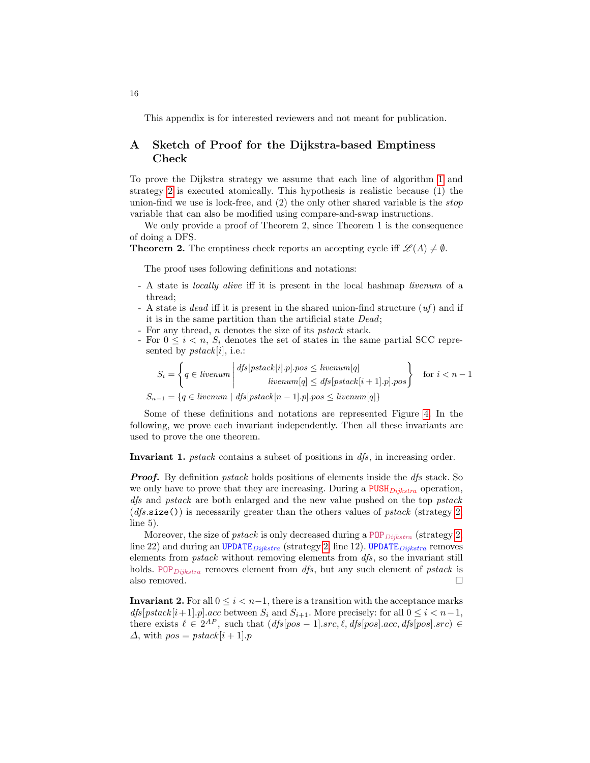This appendix is for interested reviewers and not meant for publication.

## A Sketch of Proof for the Dijkstra-based Emptiness Check

To prove the Dijkstra strategy we assume that each line of algorithm 1 and strategy 2 is executed atomically. This hypothesis is realistic because (1) the union-find we use is lock-free, and (2) the only other shared variable is the *stop* variable that can also be modified using compare-and-swap instructions.

We only provide a proof of Theorem 2, since Theorem 1 is the consequence of doing a DFS.

**Theorem 2.** The emptiness check reports an accepting cycle iff $\mathscr{L}(A) \neq \emptyset$.

The proof uses following definitions and notations:

- A state is *locally alive* iff it is present in the local hashmap *livenum* of a thread;
- A state is *dead* iff it is present in the shared union-find structure (*uf*) and if it is in the same partition than the artificial state *Dead*;
- For any thread, $n$ denotes the size of its *pstack* stack.
- For $0 \leq i < n$, $S_i$ denotes the set of states in the same partial SCC represented by *pstack*$[i]$, i.e.:

$$S_i = \left\{ q \in livenum \;\middle|\; \begin{array}{r} dfs[pstack[i].p].pos \leq livenum[q] \\ livenum[q] \leq dfs[pstack[i+1].p].pos \end{array} \right\} \quad \text{for } i < n-1$$

$$S_{n-1} = \{q \in livenum \mid dfs[pstack[n-1].p].pos \leq livenum[q]\}$$

Some of these definitions and notations are represented Figure 4. In the following, we prove each invariant independently. Then all these invariants are used to prove the one theorem.

**Invariant 1.** *pstack* contains a subset of positions in *dfs*, in increasing order.

***Proof.*** By definition *pstack* holds positions of elements inside the *dfs* stack. So we only have to prove that they are increasing. During a $\texttt{PUSH}_{Dijkstra}$ operation, *dfs* and *pstack* are both enlarged and the new value pushed on the top *pstack* (*dfs*.`size()`) is necessarily greater than the others values of *pstack* (strategy 2, line 5).

Moreover, the size of *pstack* is only decreased during a $\texttt{POP}_{Dijkstra}$ (strategy 2, line 22) and during an $\texttt{UPDATE}_{Dijkstra}$ (strategy 2, line 12). $\texttt{UPDATE}_{Dijkstra}$ removes elements from *pstack* without removing elements from *dfs*, so the invariant still holds. $\texttt{POP}_{Dijkstra}$ removes element from *dfs*, but any such element of *pstack* is also removed. □

**Invariant 2.** For all $0 \leq i < n-1$, there is a transition with the acceptance marks $dfs[pstack[i+1].p].acc$ between $S_i$ and $S_{i+1}$. More precisely: for all $0 \leq i < n-1$, there exists $\ell \in 2^{AP}$, such that $(dfs[pos-1].src, \ell, dfs[pos].acc, dfs[pos].src) \in \Delta$, with $pos = pstack[i+1].p$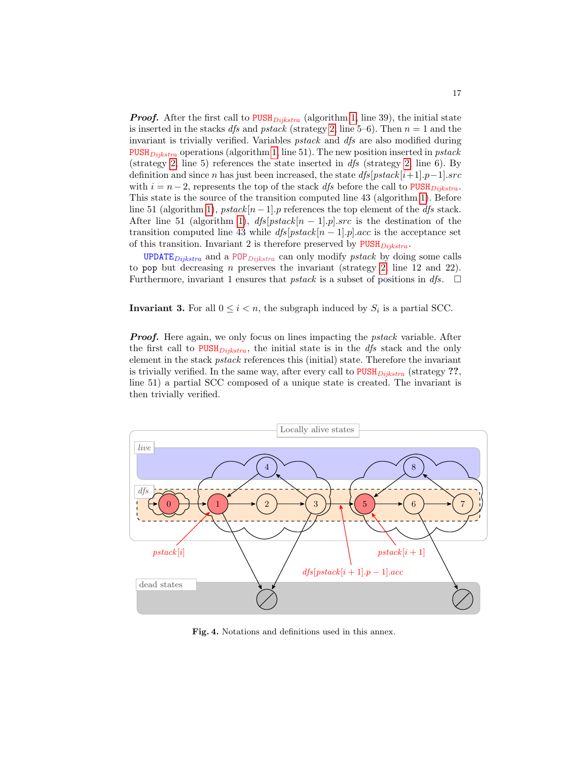***Proof.*** After the first call to $\texttt{PUSH}_{Dijkstra}$ (algorithm 1, line 39), the initial state is inserted in the stacks *dfs* and *pstack* (strategy 2, line 5–6). Then $n = 1$ and the invariant is trivially verified. Variables *pstack* and *dfs* are also modified during $\texttt{PUSH}_{Dijkstra}$ operations (algorithm 1 line 51). The new position inserted in *pstack* (strategy 2, line 5) references the state inserted in *dfs* (strategy 2, line 6). By definition and since $n$ has just been increased, the state $dfs[pstack[i+1].p-1].src$ with $i = n-2$, represents the top of the stack *dfs* before the call to $\texttt{PUSH}_{Dijkstra}$. This state is the source of the transition computed line 43 (algorithm 1). Before line 51 (algorithm 1), $pstack[n-1].p$ references the top element of the *dfs* stack. After line 51 (algorithm 1), $dfs[pstack[n-1].p].src$ is the destination of the transition computed line 43 while $dfs[pstack[n-1].p].acc$ is the acceptance set of this transition. Invariant 2 is therefore preserved by $\texttt{PUSH}_{Dijkstra}$.

$\texttt{UPDATE}_{Dijkstra}$ and a $\texttt{POP}_{Dijkstra}$ can only modify *pstack* by doing some calls to pop but decreasing $n$ preserves the invariant (strategy 2, line 12 and 22). Furthermore, invariant 1 ensures that *pstack* is a subset of positions in *dfs*. ☐

**Invariant 3.** For all $0 \leq i < n$, the subgraph induced by $S_i$ is a partial SCC.

***Proof.*** Here again, we only focus on lines impacting the *pstack* variable. After the first call to $\texttt{PUSH}_{Dijkstra}$, the initial state is in the *dfs* stack and the only element in the stack *pstack* references this (initial) state. Therefore the invariant is trivially verified. In the same way, after every call to $\texttt{PUSH}_{Dijkstra}$ (strategy **??**, line 51) a partial SCC composed of a unique state is created. The invariant is then trivially verified.

**Fig. 4.** Notations and definitions used in this annex.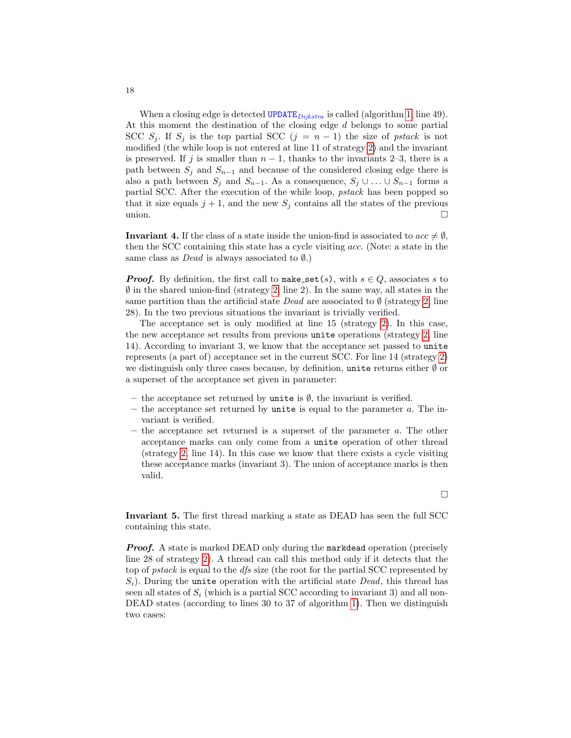When a closing edge is detected $\texttt{UPDATE}_{Dijkstra}$ is called (algorithm 1, line 49). At this moment the destination of the closing edge $d$ belongs to some partial SCC $S_j$. If $S_j$ is the top partial SCC ($j = n - 1$) the size of *pstack* is not modified (the while loop is not entered at line 11 of strategy 2) and the invariant is preserved. If $j$ is smaller than $n - 1$, thanks to the invariants 2–3, there is a path between $S_j$ and $S_{n-1}$ and because of the considered closing edge there is also a path between $S_j$ and $S_{n-1}$. As a consequence, $S_j \cup \ldots \cup S_{n-1}$ forms a partial SCC. After the execution of the while loop, *pstack* has been popped so that it size equals $j + 1$, and the new $S_j$ contains all the states of the previous union. □

**Invariant 4.** If the class of a state inside the union-find is associated to $acc \neq \emptyset$, then the SCC containing this state has a cycle visiting $acc$. (Note: a state in the same class as *Dead* is always associated to $\emptyset$.)

***Proof.*** By definition, the first call to `make_set(s)`, with $s \in Q$, associates $s$ to $\emptyset$ in the shared union-find (strategy 2, line 2). In the same way, all states in the same partition than the artificial state *Dead* are associated to $\emptyset$ (strategy 2, line 28). In the two previous situations the invariant is trivially verified.

The acceptance set is only modified at line 15 (strategy 2). In this case, the new acceptance set results from previous `unite` operations (strategy 2, line 14). According to invariant 3, we know that the acceptance set passed to `unite` represents (a part of) acceptance set in the current SCC. For line 14 (strategy 2) we distinguish only three cases because, by definition, `unite` returns either $\emptyset$ or a superset of the acceptance set given in parameter:

– the acceptance set returned by `unite` is $\emptyset$, the invariant is verified.
– the acceptance set returned by `unite` is equal to the parameter $a$. The invariant is verified.
– the acceptance set returned is a superset of the parameter $a$. The other acceptance marks can only come from a `unite` operation of other thread (strategy 2, line 14). In this case we know that there exists a cycle visiting these acceptance marks (invariant 3). The union of acceptance marks is then valid.

□

**Invariant 5.** The first thread marking a state as DEAD has seen the full SCC containing this state.

***Proof.*** A state is marked DEAD only during the `markdead` operation (precisely line 28 of strategy 2). A thread can call this method only if it detects that the top of *pstack* is equal to the *dfs* size (the root for the partial SCC represented by $S_i$). During the `unite` operation with the artificial state *Dead*, this thread has seen all states of $S_i$ (which is a partial SCC according to invariant 3) and all non-DEAD states (according to lines 30 to 37 of algorithm 1). Then we distinguish two cases: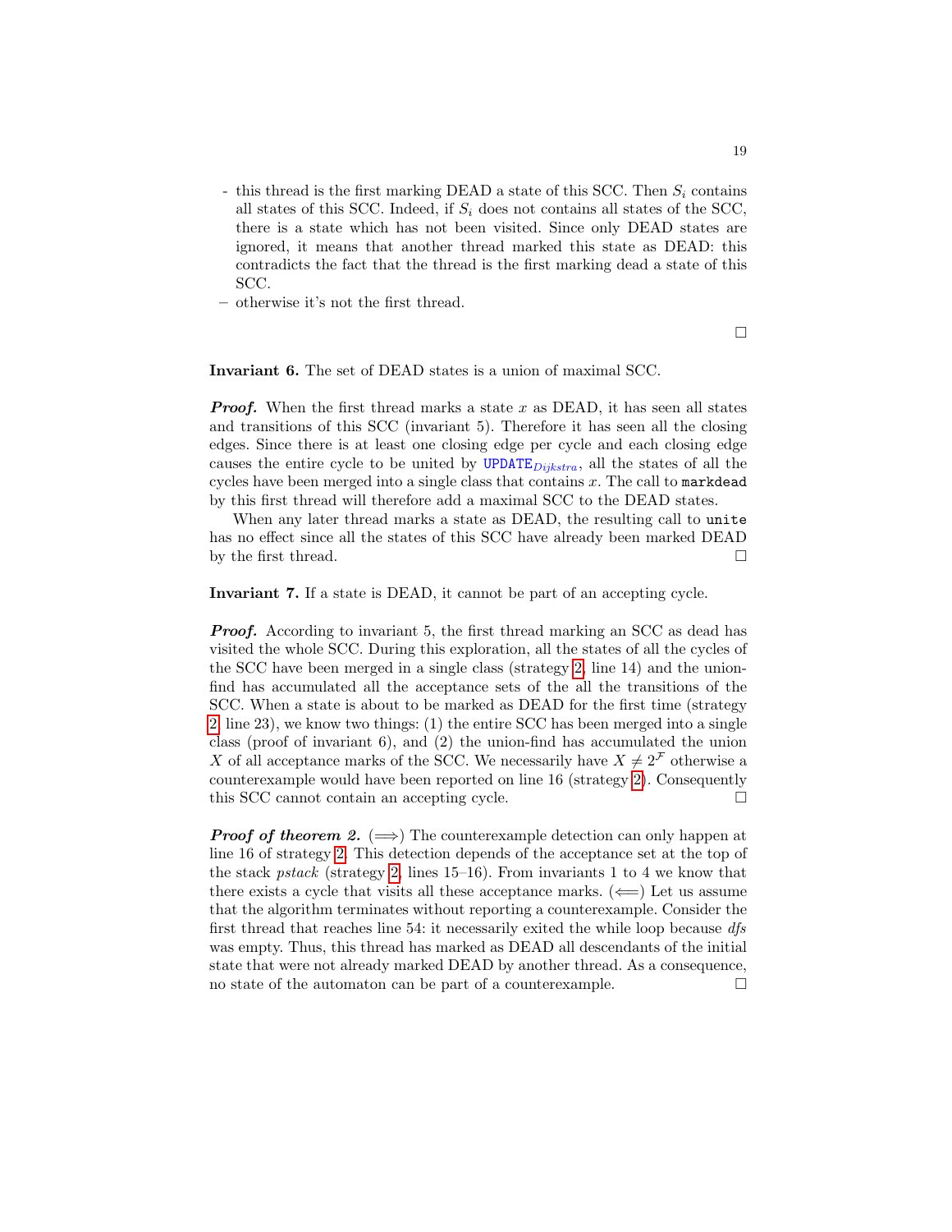- this thread is the first marking DEAD a state of this SCC. Then $S_i$ contains all states of this SCC. Indeed, if $S_i$ does not contains all states of the SCC, there is a state which has not been visited. Since only DEAD states are ignored, it means that another thread marked this state as DEAD: this contradicts the fact that the thread is the first marking dead a state of this SCC.

– otherwise it's not the first thread.

□

**Invariant 6.** The set of DEAD states is a union of maximal SCC.

***Proof.*** When the first thread marks a state $x$ as DEAD, it has seen all states and transitions of this SCC (invariant 5). Therefore it has seen all the closing edges. Since there is at least one closing edge per cycle and each closing edge causes the entire cycle to be united by $\texttt{UPDATE}_{Dijkstra}$, all the states of all the cycles have been merged into a single class that contains $x$. The call to `markdead` by this first thread will therefore add a maximal SCC to the DEAD states.

When any later thread marks a state as DEAD, the resulting call to `unite` has no effect since all the states of this SCC have already been marked DEAD by the first thread. □

**Invariant 7.** If a state is DEAD, it cannot be part of an accepting cycle.

***Proof.*** According to invariant 5, the first thread marking an SCC as dead has visited the whole SCC. During this exploration, all the states of all the cycles of the SCC have been merged in a single class (strategy 2, line 14) and the union-find has accumulated all the acceptance sets of the all the transitions of the SCC. When a state is about to be marked as DEAD for the first time (strategy 2, line 23), we know two things: (1) the entire SCC has been merged into a single class (proof of invariant 6), and (2) the union-find has accumulated the union $X$ of all acceptance marks of the SCC. We necessarily have $X \neq 2^{\mathcal{F}}$ otherwise a counterexample would have been reported on line 16 (strategy 2). Consequently this SCC cannot contain an accepting cycle. □

***Proof of theorem 2.*** ($\Longrightarrow$) The counterexample detection can only happen at line 16 of strategy 2. This detection depends of the acceptance set at the top of the stack *pstack* (strategy 2, lines 15–16). From invariants 1 to 4 we know that there exists a cycle that visits all these acceptance marks. ($\Longleftarrow$) Let us assume that the algorithm terminates without reporting a counterexample. Consider the first thread that reaches line 54: it necessarily exited the while loop because *dfs* was empty. Thus, this thread has marked as DEAD all descendants of the initial state that were not already marked DEAD by another thread. As a consequence, no state of the automaton can be part of a counterexample. □